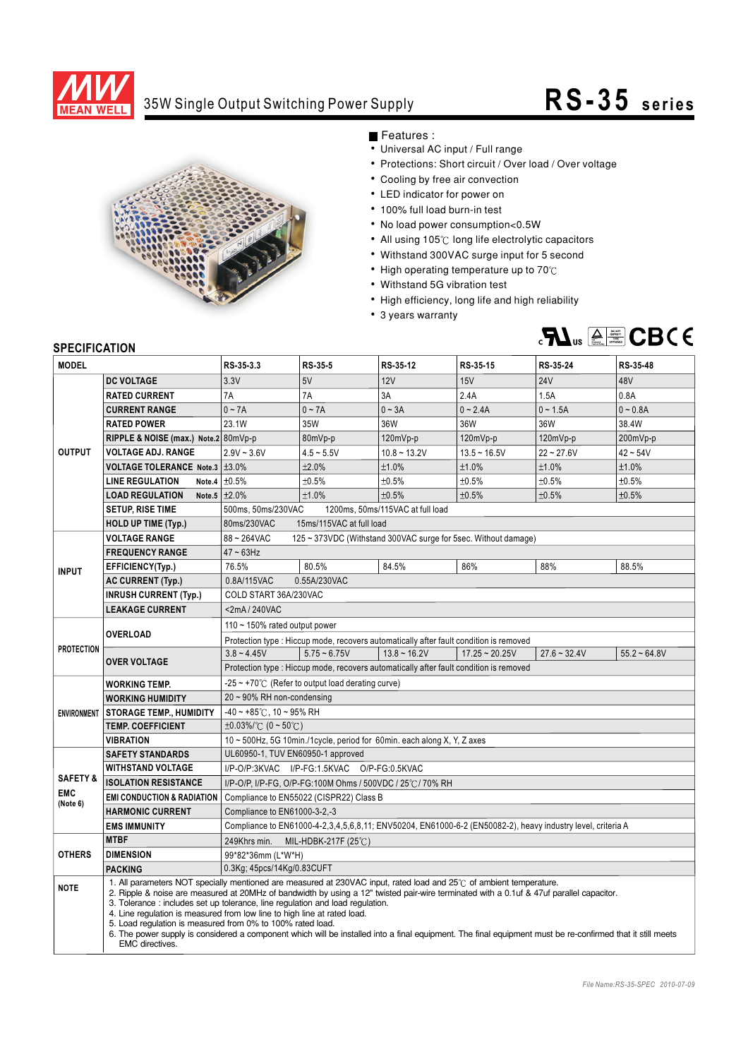# 35W Single Output Switching Power Supply

## RS-35 series

### Features :

- Universal AC input / Full range
- Protections: Short circuit / Over load / Over voltage
- Cooling by free air convection
- LED indicator for power on
- 100% full load burn-in test
- No load power consumption<0.5W
- All using 105℃ long life electrolytic capacitors
- Withstand 300VAC surge input for 5 second
- High operating temperature up to 70℃
- Withstand 5G vibration test
- High efficiency, long life and high reliability
- 3 years warranty

## SPECIFICATION

| MODEL | | RS-35-3.3 | RS-35-5 | RS-35-12 | RS-35-15 | RS-35-24 | RS-35-48 |
|---|---|---|---|---|---|---|---|
| OUTPUT | DC VOLTAGE | 3.3V | 5V | 12V | 15V | 24V | 48V |
| | RATED CURRENT | 7A | 7A | 3A | 2.4A | 1.5A | 0.8A |
| | CURRENT RANGE | 0 ~ 7A | 0 ~ 7A | 0 ~ 3A | 0 ~ 2.4A | 0 ~ 1.5A | 0 ~ 0.8A |
| | RATED POWER | 23.1W | 35W | 36W | 36W | 36W | 38.4W |
| | RIPPLE & NOISE (max.) Note.2 | 80mVp-p | 80mVp-p | 120mVp-p | 120mVp-p | 120mVp-p | 200mVp-p |
| | VOLTAGE ADJ. RANGE | 2.9V ~ 3.6V | 4.5 ~ 5.5V | 10.8 ~ 13.2V | 13.5 ~ 16.5V | 22 ~ 27.6V | 42 ~ 54V |
| | VOLTAGE TOLERANCE Note.3 | ±3.0% | ±2.0% | ±1.0% | ±1.0% | ±1.0% | ±1.0% |
| | LINE REGULATION Note.4 | ±0.5% | ±0.5% | ±0.5% | ±0.5% | ±0.5% | ±0.5% |
| | LOAD REGULATION Note.5 | ±2.0% | ±1.0% | ±0.5% | ±0.5% | ±0.5% | ±0.5% |
| | SETUP, RISE TIME | 500ms, 50ms/230VAC 1200ms, 50ms/115VAC at full load | | | | | |
| | HOLD UP TIME (Typ.) | 80ms/230VAC 15ms/115VAC at full load | | | | | |
| INPUT | VOLTAGE RANGE | 88 ~ 264VAC 125 ~ 373VDC (Withstand 300VAC surge for 5sec. Without damage) | | | | | |
| | FREQUENCY RANGE | 47 ~ 63Hz | | | | | |
| | EFFICIENCY(Typ.) | 76.5% | 80.5% | 84.5% | 86% | 88% | 88.5% |
| | AC CURRENT (Typ.) | 0.8A/115VAC 0.55A/230VAC | | | | | |
| | INRUSH CURRENT (Typ.) | COLD START 36A/230VAC | | | | | |
| | LEAKAGE CURRENT | <2mA / 240VAC | | | | | |
| PROTECTION | OVERLOAD | 110 ~ 150% rated output power | | | | | |
| | | Protection type : Hiccup mode, recovers automatically after fault condition is removed | | | | | |
| | OVER VOLTAGE | 3.8 ~ 4.45V | 5.75 ~ 6.75V | 13.8 ~ 16.2V | 17.25 ~ 20.25V | 27.6 ~ 32.4V | 55.2 ~ 64.8V |
| | | Protection type : Hiccup mode, recovers automatically after fault condition is removed | | | | | |
| ENVIRONMENT | WORKING TEMP. | -25 ~ +70℃ (Refer to output load derating curve) | | | | | |
| | WORKING HUMIDITY | 20 ~ 90% RH non-condensing | | | | | |
| | STORAGE TEMP., HUMIDITY | -40 ~ +85℃, 10 ~ 95% RH | | | | | |
| | TEMP. COEFFICIENT | ±0.03%/℃ (0 ~ 50℃) | | | | | |
| | VIBRATION | 10 ~ 500Hz, 5G 10min./1cycle, period for 60min. each along X, Y, Z axes | | | | | |
| SAFETY & EMC (Note 6) | SAFETY STANDARDS | UL60950-1, TUV EN60950-1 approved | | | | | |
| | WITHSTAND VOLTAGE | I/P-O/P:3KVAC I/P-FG:1.5KVAC O/P-FG:0.5KVAC | | | | | |
| | ISOLATION RESISTANCE | I/P-O/P, I/P-FG, O/P-FG:100M Ohms / 500VDC / 25℃/ 70% RH | | | | | |
| | EMI CONDUCTION & RADIATION | Compliance to EN55022 (CISPR22) Class B | | | | | |
| | HARMONIC CURRENT | Compliance to EN61000-3-2,-3 | | | | | |
| | EMS IMMUNITY | Compliance to EN61000-4-2,3,4,5,6,8,11; ENV50204, EN61000-6-2 (EN50082-2), heavy industry level, criteria A | | | | | |
| OTHERS | MTBF | 249Khrs min. MIL-HDBK-217F (25℃) | | | | | |
| | DIMENSION | 99*82*36mm (L*W*H) | | | | | |
| | PACKING | 0.3Kg; 45pcs/14Kg/0.83CUFT | | | | | |

**NOTE**

1. All parameters NOT specially mentioned are measured at 230VAC input, rated load and 25℃ of ambient temperature.
2. Ripple & noise are measured at 20MHz of bandwidth by using a 12" twisted pair-wire terminated with a 0.1uf & 47uf parallel capacitor.
3. Tolerance : includes set up tolerance, line regulation and load regulation.
4. Line regulation is measured from low line to high line at rated load.
5. Load regulation is measured from 0% to 100% rated load.
6. The power supply is considered a component which will be installed into a final equipment. The final equipment must be re-confirmed that it still meets EMC directives.

File Name:RS-35-SPEC 2010-07-09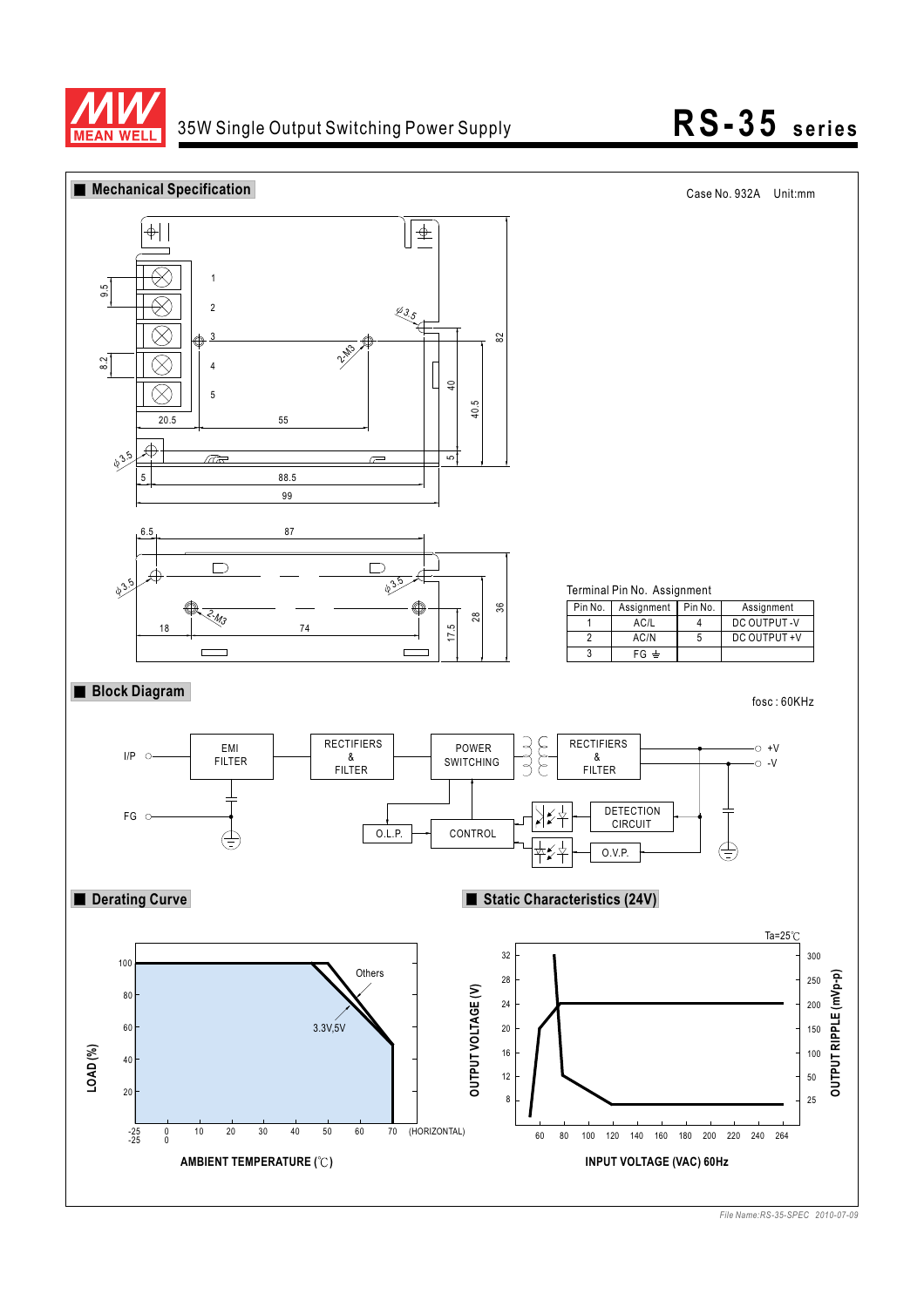35W Single Output Switching Power Supply

# RS-35 series

## Mechanical Specification

Case No. 932A Unit:mm

9.5
8.2
1
2
3
4
5
20.5
55
φ3.5
2-M3
40
40.5
82
φ3.5
5
5
88.5
99

6.5
87
φ3.5
φ3.5
2-M3
18
74
17.5
28
36

Terminal Pin No. Assignment

| Pin No. | Assignment | Pin No. | Assignment |
|---|---|---|---|
| 1 | AC/L | 4 | DC OUTPUT -V |
| 2 | AC/N | 5 | DC OUTPUT +V |
| 3 | FG ⏚ | | |

## Block Diagram

fosc : 60KHz

I/P
FG
EMI FILTER
RECTIFIERS & FILTER
POWER SWITCHING
RECTIFIERS & FILTER
+V
-V
O.L.P.
CONTROL
DETECTION CIRCUIT
O.V.P.

## Derating Curve

LOAD (%)
100
80
60
40
20
Others
3.3V,5V
-25 -25
0 0
10
20
30
40
50
60
70 (HORIZONTAL)
AMBIENT TEMPERATURE (℃)

## Static Characteristics (24V)

Ta=25℃
OUTPUT VOLTAGE (V)
32
28
24
20
16
12
8
OUTPUT RIPPLE (mVp-p)
300
250
200
150
100
50
25
60
80
100
120
140
160
180
200
220
240
264
INPUT VOLTAGE (VAC) 60Hz

*File Name:RS-35-SPEC 2010-07-09*